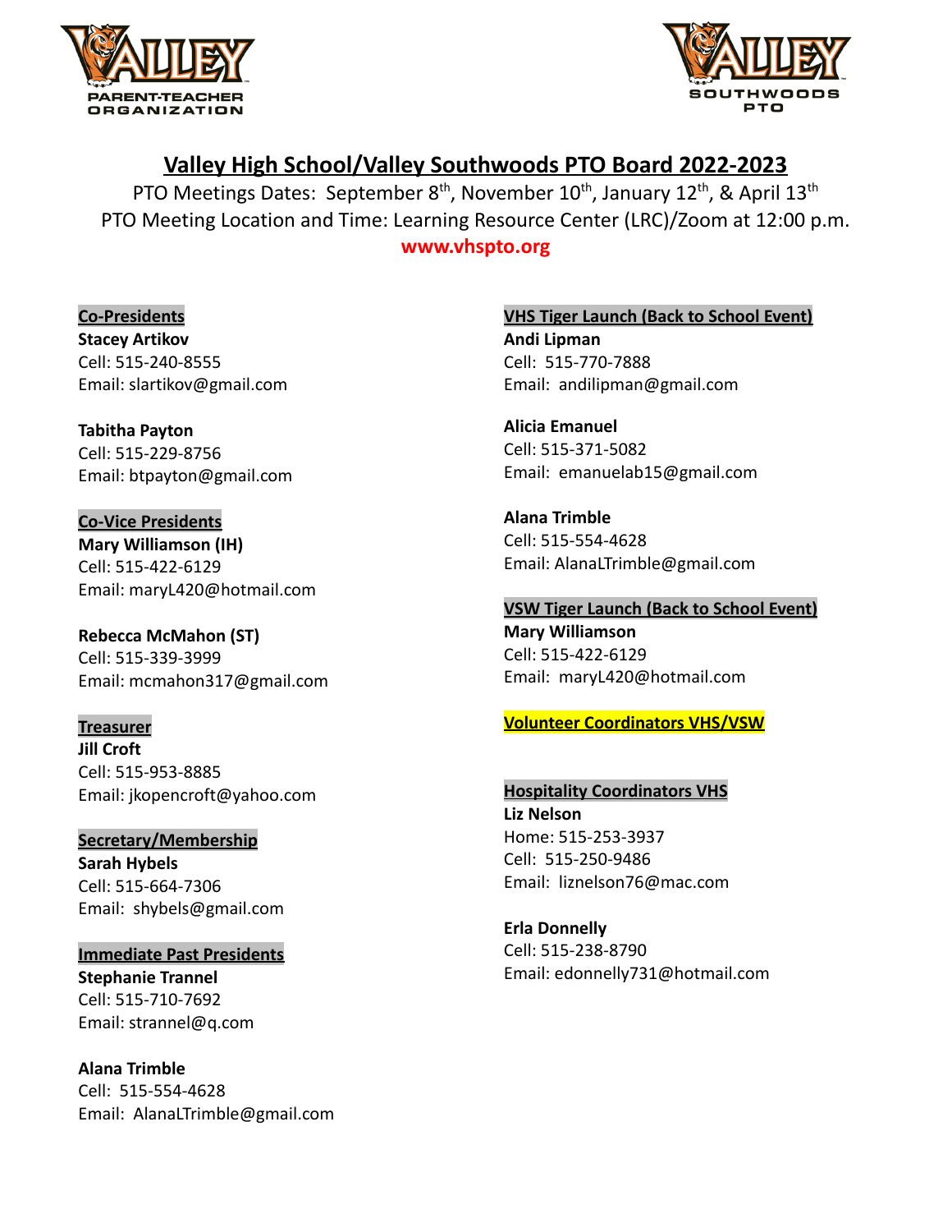# Valley High School/Valley Southwoods PTO Board 2022-2023

PTO Meetings Dates: September 8th, November 10th, January 12th, & April 13th

PTO Meeting Location and Time: Learning Resource Center (LRC)/Zoom at 12:00 p.m.

**www.vhspto.org**

**Co-Presidents**

**Stacey Artikov**
Cell: 515-240-8555
Email: slartikov@gmail.com

**Tabitha Payton**
Cell: 515-229-8756
Email: btpayton@gmail.com

**Co-Vice Presidents**

**Mary Williamson (IH)**
Cell: 515-422-6129
Email: maryL420@hotmail.com

**Rebecca McMahon (ST)**
Cell: 515-339-3999
Email: mcmahon317@gmail.com

**Treasurer**

**Jill Croft**
Cell: 515-953-8885
Email: jkopencroft@yahoo.com

**Secretary/Membership**

**Sarah Hybels**
Cell: 515-664-7306
Email: shybels@gmail.com

**Immediate Past Presidents**

**Stephanie Trannel**
Cell: 515-710-7692
Email: strannel@q.com

**Alana Trimble**
Cell: 515-554-4628
Email: AlanaLTrimble@gmail.com

**VHS Tiger Launch (Back to School Event)**

**Andi Lipman**
Cell: 515-770-7888
Email: andilipman@gmail.com

**Alicia Emanuel**
Cell: 515-371-5082
Email: emanuelab15@gmail.com

**Alana Trimble**
Cell: 515-554-4628
Email: AlanaLTrimble@gmail.com

**VSW Tiger Launch (Back to School Event)**

**Mary Williamson**
Cell: 515-422-6129
Email: maryL420@hotmail.com

**Volunteer Coordinators VHS/VSW**

**Hospitality Coordinators VHS**

**Liz Nelson**
Home: 515-253-3937
Cell: 515-250-9486
Email: liznelson76@mac.com

**Erla Donnelly**
Cell: 515-238-8790
Email: edonnelly731@hotmail.com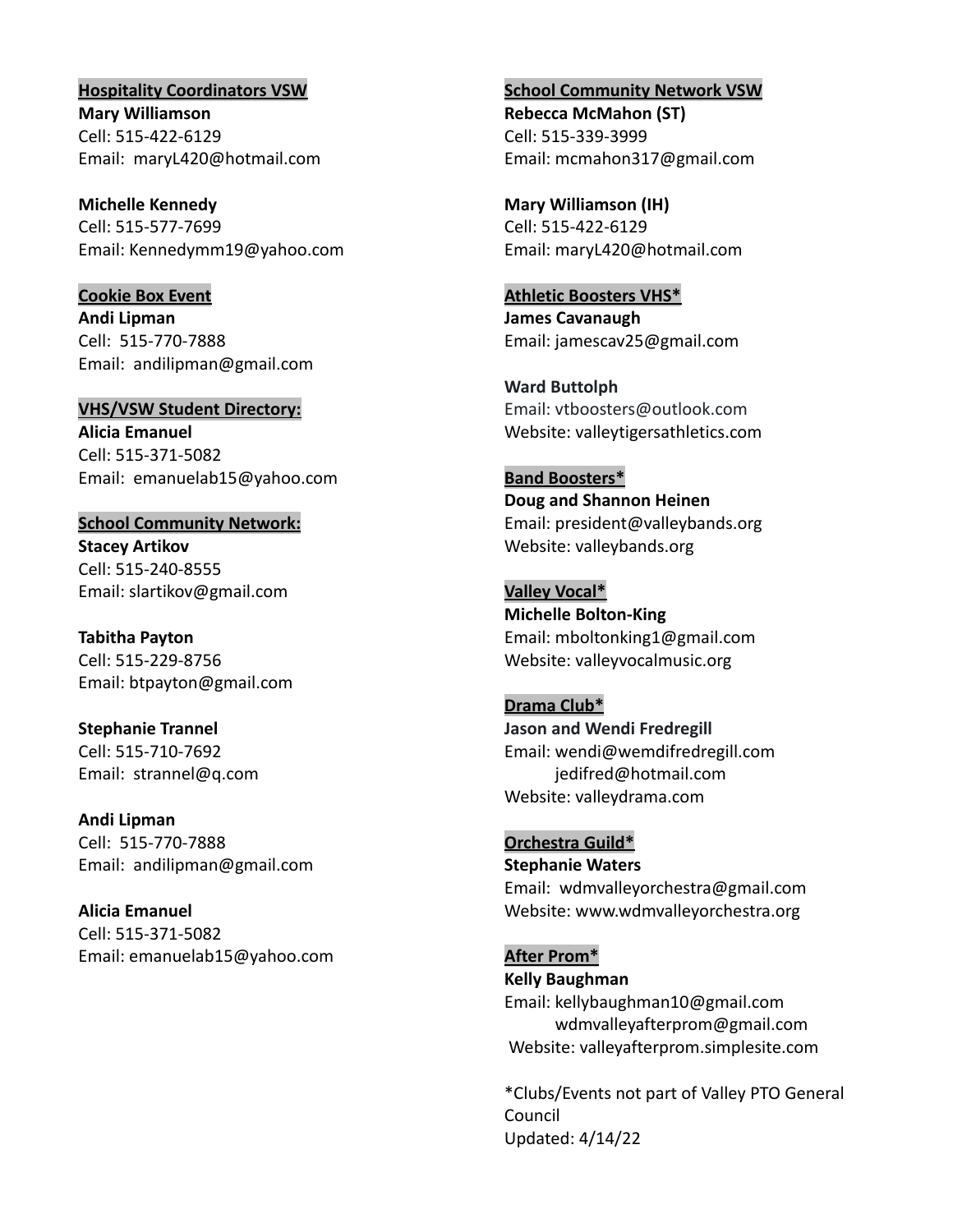**Hospitality Coordinators VSW**

**Mary Williamson**
Cell: 515-422-6129
Email: maryL420@hotmail.com

**Michelle Kennedy**
Cell: 515-577-7699
Email: Kennedymm19@yahoo.com

**Cookie Box Event**

**Andi Lipman**
Cell: 515-770-7888
Email: andilipman@gmail.com

**VHS/VSW Student Directory:**

**Alicia Emanuel**
Cell: 515-371-5082
Email: emanuelab15@yahoo.com

**School Community Network:**

**Stacey Artikov**
Cell: 515-240-8555
Email: slartikov@gmail.com

**Tabitha Payton**
Cell: 515-229-8756
Email: btpayton@gmail.com

**Stephanie Trannel**
Cell: 515-710-7692
Email: strannel@q.com

**Andi Lipman**
Cell: 515-770-7888
Email: andilipman@gmail.com

**Alicia Emanuel**
Cell: 515-371-5082
Email: emanuelab15@yahoo.com

**School Community Network VSW**

**Rebecca McMahon (ST)**
Cell: 515-339-3999
Email: mcmahon317@gmail.com

**Mary Williamson (IH)**
Cell: 515-422-6129
Email: maryL420@hotmail.com

**Athletic Boosters VHS***

**James Cavanaugh**
Email: jamescav25@gmail.com

**Ward Buttolph**
Email: vtboosters@outlook.com
Website: valleytigersathletics.com

**Band Boosters***

**Doug and Shannon Heinen**
Email: president@valleybands.org
Website: valleybands.org

**Valley Vocal***

**Michelle Bolton-King**
Email: mboltonking1@gmail.com
Website: valleyvocalmusic.org

**Drama Club***

**Jason and Wendi Fredregill**
Email: wendi@wemdifredregill.com
jedifred@hotmail.com
Website: valleydrama.com

**Orchestra Guild***

**Stephanie Waters**
Email: wdmvalleyorchestra@gmail.com
Website: www.wdmvalleyorchestra.org

**After Prom***

**Kelly Baughman**
Email: kellybaughman10@gmail.com
wdmvalleyafterprom@gmail.com
Website: valleyafterprom.simplesite.com

*Clubs/Events not part of Valley PTO General Council
Updated: 4/14/22